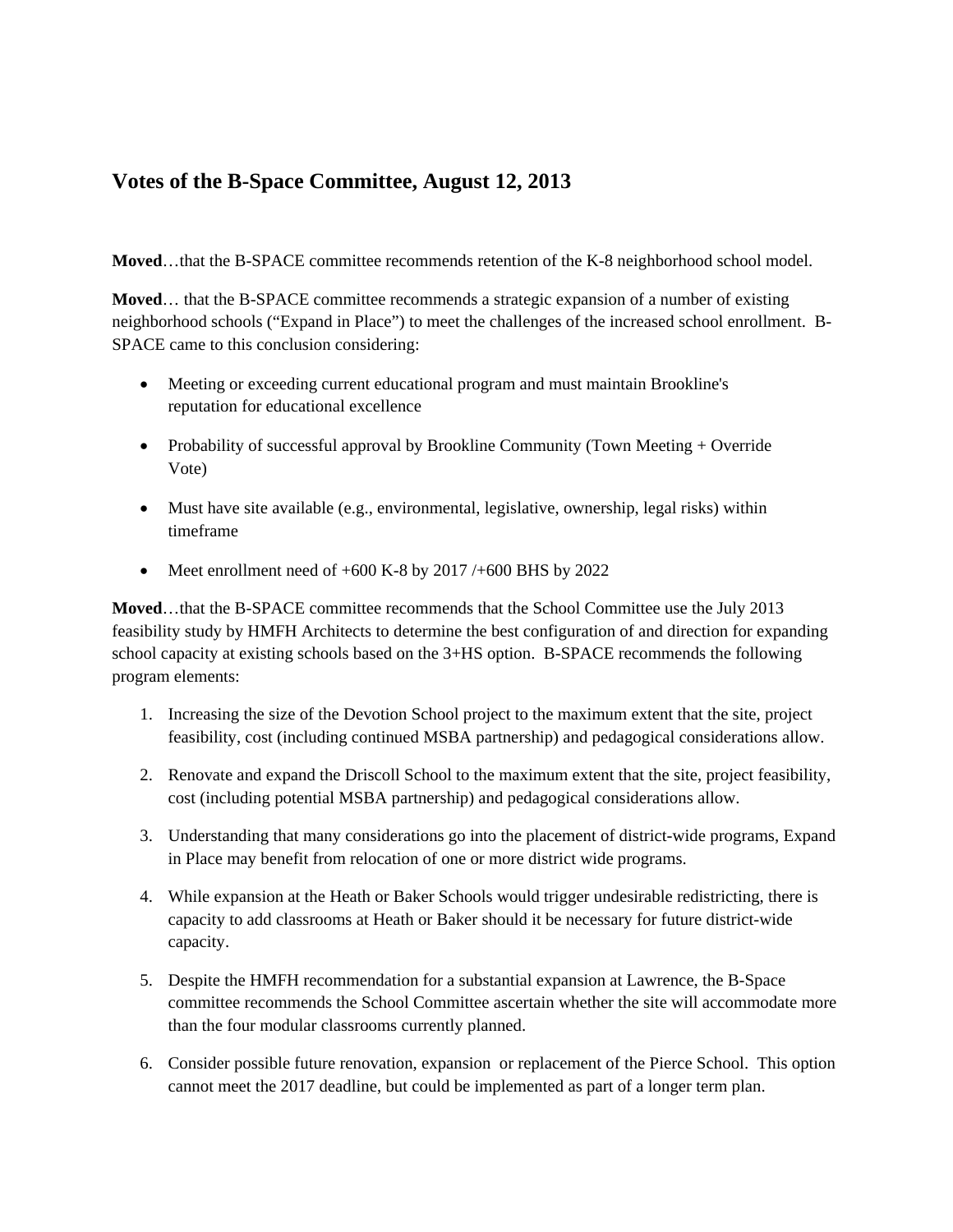## Votes of the B-Space Committee, August 12, 2013

**Moved**…that the B-SPACE committee recommends retention of the K-8 neighborhood school model.

**Moved**… that the B-SPACE committee recommends a strategic expansion of a number of existing neighborhood schools ("Expand in Place") to meet the challenges of the increased school enrollment. B-SPACE came to this conclusion considering:

- Meeting or exceeding current educational program and must maintain Brookline's reputation for educational excellence
- Probability of successful approval by Brookline Community (Town Meeting + Override Vote)
- Must have site available (e.g., environmental, legislative, ownership, legal risks) within timeframe
- Meet enrollment need of +600 K-8 by 2017 /+600 BHS by 2022

**Moved**…that the B-SPACE committee recommends that the School Committee use the July 2013 feasibility study by HMFH Architects to determine the best configuration of and direction for expanding school capacity at existing schools based on the 3+HS option. B-SPACE recommends the following program elements:

1. Increasing the size of the Devotion School project to the maximum extent that the site, project feasibility, cost (including continued MSBA partnership) and pedagogical considerations allow.
2. Renovate and expand the Driscoll School to the maximum extent that the site, project feasibility, cost (including potential MSBA partnership) and pedagogical considerations allow.
3. Understanding that many considerations go into the placement of district-wide programs, Expand in Place may benefit from relocation of one or more district wide programs.
4. While expansion at the Heath or Baker Schools would trigger undesirable redistricting, there is capacity to add classrooms at Heath or Baker should it be necessary for future district-wide capacity.
5. Despite the HMFH recommendation for a substantial expansion at Lawrence, the B-Space committee recommends the School Committee ascertain whether the site will accommodate more than the four modular classrooms currently planned.
6. Consider possible future renovation, expansion or replacement of the Pierce School. This option cannot meet the 2017 deadline, but could be implemented as part of a longer term plan.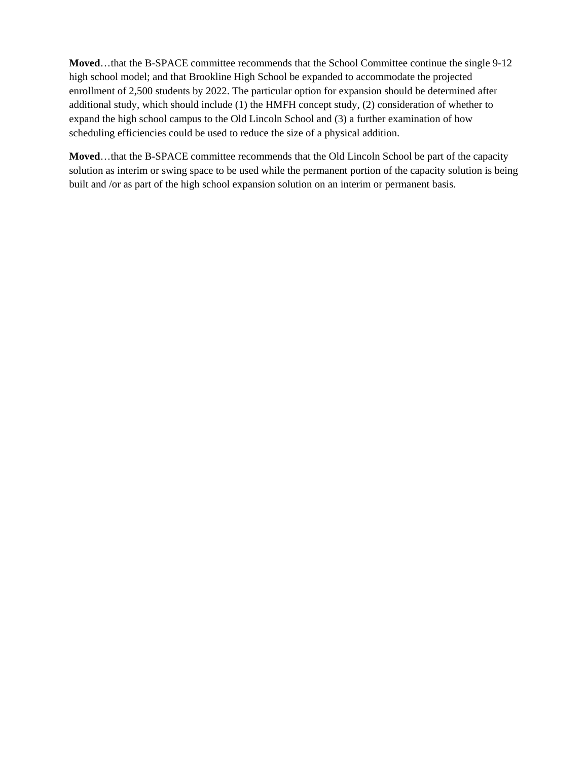**Moved**…that the B-SPACE committee recommends that the School Committee continue the single 9-12 high school model; and that Brookline High School be expanded to accommodate the projected enrollment of 2,500 students by 2022. The particular option for expansion should be determined after additional study, which should include (1) the HMFH concept study, (2) consideration of whether to expand the high school campus to the Old Lincoln School and (3) a further examination of how scheduling efficiencies could be used to reduce the size of a physical addition.

**Moved**…that the B-SPACE committee recommends that the Old Lincoln School be part of the capacity solution as interim or swing space to be used while the permanent portion of the capacity solution is being built and /or as part of the high school expansion solution on an interim or permanent basis.